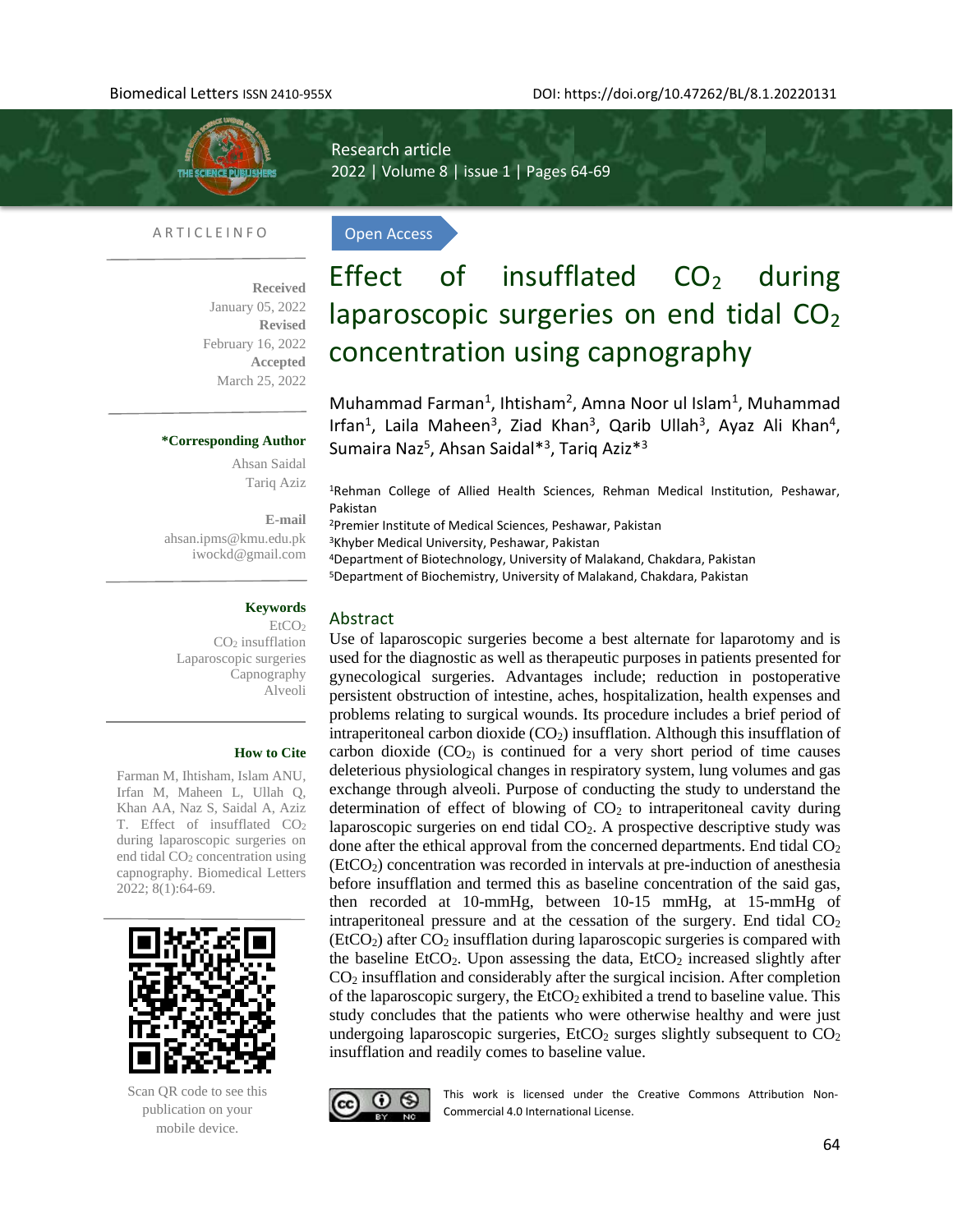Research article

Open Access

# Effect of insufflated $CO_2$ during laparoscopic surgeries on end tidal $CO_2$ concentration using capnography

Muhammad Farman[1], Ihtisham[2], Amna Noor ul Islam[1], Muhammad Irfan[1], Laila Maheen[3], Ziad Khan[3], Qarib Ullah[3], Ayaz Ali Khan[4], Sumaira Naz[5], Ahsan Saidal*[3], Tariq Aziz*[3]

[1]Rehman College of Allied Health Sciences, Rehman Medical Institution, Peshawar, Pakistan
[2]Premier Institute of Medical Sciences, Peshawar, Pakistan
[3]Khyber Medical University, Peshawar, Pakistan
[4]Department of Biotechnology, University of Malakand, Chakdara, Pakistan
[5]Department of Biochemistry, University of Malakand, Chakdara, Pakistan

ARTICLE INFO

**Received** January 05, 2022
**Revised** February 16, 2022
**Accepted** March 25, 2022

**\*Corresponding Author**
Ahsan Saidal
Tariq Aziz

**E-mail**
ahsan.ipms@kmu.edu.pk
iwockd@gmail.com

**Keywords**
$EtCO_2$
$CO_2$ insufflation
Laparoscopic surgeries
Capnography
Alveoli

**How to Cite**
Farman M, Ihtisham, Islam ANU, Irfan M, Maheen L, Ullah Q, Khan AA, Naz S, Saidal A, Aziz T. Effect of insufflated $CO_2$ during laparoscopic surgeries on end tidal $CO_2$ concentration using capnography. Biomedical Letters 2022; 8(1):64-69.

Scan QR code to see this publication on your mobile device.

## Abstract

Use of laparoscopic surgeries become a best alternate for laparotomy and is used for the diagnostic as well as therapeutic purposes in patients presented for gynecological surgeries. Advantages include; reduction in postoperative persistent obstruction of intestine, aches, hospitalization, health expenses and problems relating to surgical wounds. Its procedure includes a brief period of intraperitoneal carbon dioxide ($CO_2$) insufflation. Although this insufflation of carbon dioxide ($CO_2$) is continued for a very short period of time causes deleterious physiological changes in respiratory system, lung volumes and gas exchange through alveoli. Purpose of conducting the study to understand the determination of effect of blowing of $CO_2$ to intraperitoneal cavity during laparoscopic surgeries on end tidal $CO_2$. A prospective descriptive study was done after the ethical approval from the concerned departments. End tidal $CO_2$ ($EtCO_2$) concentration was recorded in intervals at pre-induction of anesthesia before insufflation and termed this as baseline concentration of the said gas, then recorded at 10-mmHg, between 10-15 mmHg, at 15-mmHg of intraperitoneal pressure and at the cessation of the surgery. End tidal $CO_2$ ($EtCO_2$) after $CO_2$ insufflation during laparoscopic surgeries is compared with the baseline $EtCO_2$. Upon assessing the data, $EtCO_2$ increased slightly after $CO_2$ insufflation and considerably after the surgical incision. After completion of the laparoscopic surgery, the $EtCO_2$ exhibited a trend to baseline value. This study concludes that the patients who were otherwise healthy and were just undergoing laparoscopic surgeries, $EtCO_2$ surges slightly subsequent to $CO_2$ insufflation and readily comes to baseline value.

This work is licensed under the Creative Commons Attribution Non-Commercial 4.0 International License.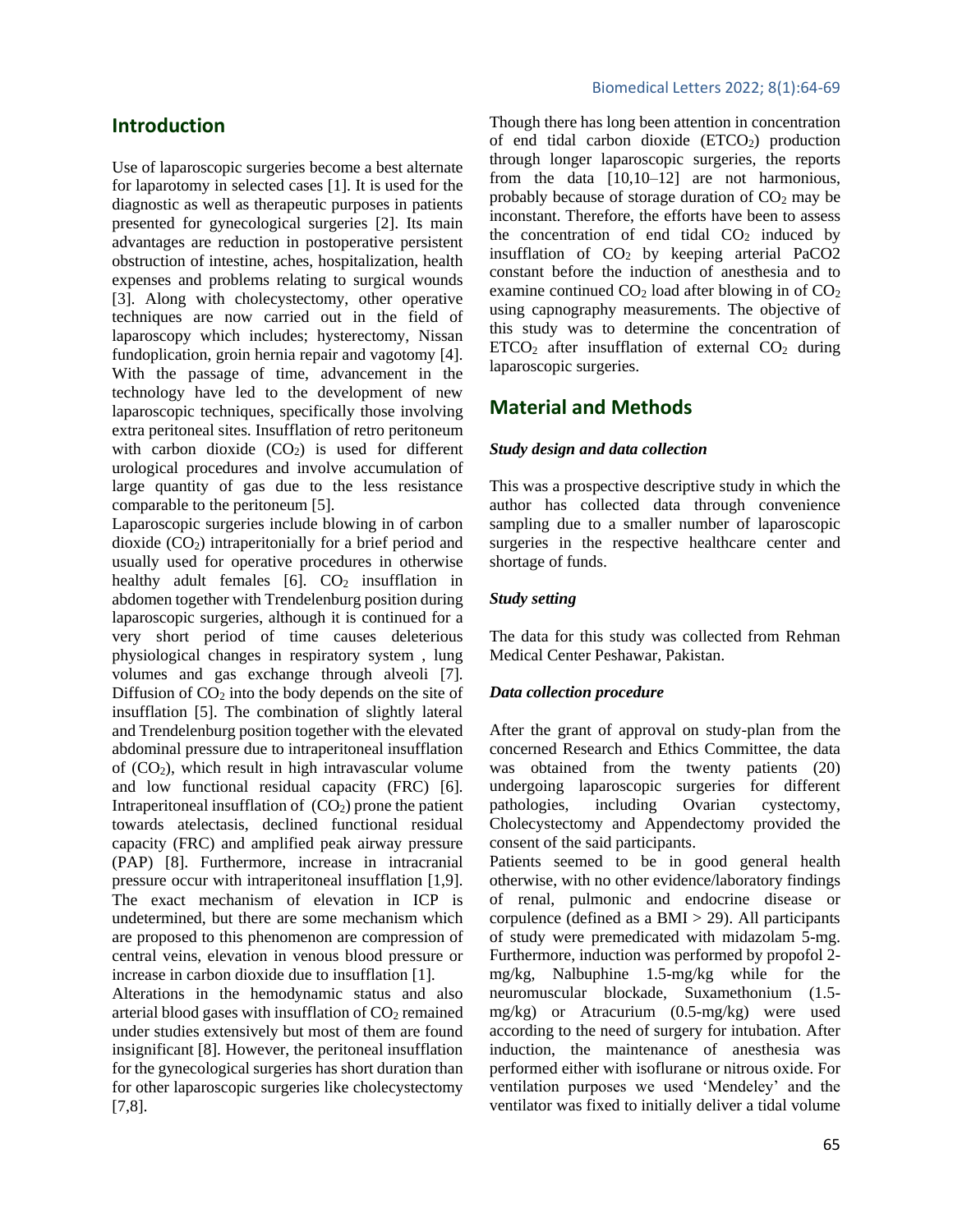## Introduction

Use of laparoscopic surgeries become a best alternate for laparotomy in selected cases [1]. It is used for the diagnostic as well as therapeutic purposes in patients presented for gynecological surgeries [2]. Its main advantages are reduction in postoperative persistent obstruction of intestine, aches, hospitalization, health expenses and problems relating to surgical wounds [3]. Along with cholecystectomy, other operative techniques are now carried out in the field of laparoscopy which includes; hysterectomy, Nissan fundoplication, groin hernia repair and vagotomy [4]. With the passage of time, advancement in the technology have led to the development of new laparoscopic techniques, specifically those involving extra peritoneal sites. Insufflation of retro peritoneum with carbon dioxide ($CO_2$) is used for different urological procedures and involve accumulation of large quantity of gas due to the less resistance comparable to the peritoneum [5].

Laparoscopic surgeries include blowing in of carbon dioxide ($CO_2$) intraperitonially for a brief period and usually used for operative procedures in otherwise healthy adult females [6]. $CO_2$ insufflation in abdomen together with Trendelenburg position during laparoscopic surgeries, although it is continued for a very short period of time causes deleterious physiological changes in respiratory system , lung volumes and gas exchange through alveoli [7]. Diffusion of $CO_2$ into the body depends on the site of insufflation [5]. The combination of slightly lateral and Trendelenburg position together with the elevated abdominal pressure due to intraperitoneal insufflation of ($CO_2$), which result in high intravascular volume and low functional residual capacity (FRC) [6]. Intraperitoneal insufflation of ($CO_2$) prone the patient towards atelectasis, declined functional residual capacity (FRC) and amplified peak airway pressure (PAP) [8]. Furthermore, increase in intracranial pressure occur with intraperitoneal insufflation [1,9]. The exact mechanism of elevation in ICP is undetermined, but there are some mechanism which are proposed to this phenomenon are compression of central veins, elevation in venous blood pressure or increase in carbon dioxide due to insufflation [1].

Alterations in the hemodynamic status and also arterial blood gases with insufflation of $CO_2$ remained under studies extensively but most of them are found insignificant [8]. However, the peritoneal insufflation for the gynecological surgeries has short duration than for other laparoscopic surgeries like cholecystectomy [7,8].

Though there has long been attention in concentration of end tidal carbon dioxide ($ETCO_2$) production through longer laparoscopic surgeries, the reports from the data [10,10–12] are not harmonious, probably because of storage duration of $CO_2$ may be inconstant. Therefore, the efforts have been to assess the concentration of end tidal $CO_2$ induced by insufflation of $CO_2$ by keeping arterial $PaCO_2$ constant before the induction of anesthesia and to examine continued $CO_2$ load after blowing in of $CO_2$ using capnography measurements. The objective of this study was to determine the concentration of $ETCO_2$ after insufflation of external $CO_2$ during laparoscopic surgeries.

## Material and Methods

### *Study design and data collection*

This was a prospective descriptive study in which the author has collected data through convenience sampling due to a smaller number of laparoscopic surgeries in the respective healthcare center and shortage of funds.

### *Study setting*

The data for this study was collected from Rehman Medical Center Peshawar, Pakistan.

### *Data collection procedure*

After the grant of approval on study-plan from the concerned Research and Ethics Committee, the data was obtained from the twenty patients (20) undergoing laparoscopic surgeries for different pathologies, including Ovarian cystectomy, Cholecystectomy and Appendectomy provided the consent of the said participants.

Patients seemed to be in good general health otherwise, with no other evidence/laboratory findings of renal, pulmonic and endocrine disease or corpulence (defined as a BMI > 29). All participants of study were premedicated with midazolam 5-mg. Furthermore, induction was performed by propofol 2-mg/kg, Nalbuphine 1.5-mg/kg while for the neuromuscular blockade, Suxamethonium (1.5-mg/kg) or Atracurium (0.5-mg/kg) were used according to the need of surgery for intubation. After induction, the maintenance of anesthesia was performed either with isoflurane or nitrous oxide. For ventilation purposes we used 'Mendeley' and the ventilator was fixed to initially deliver a tidal volume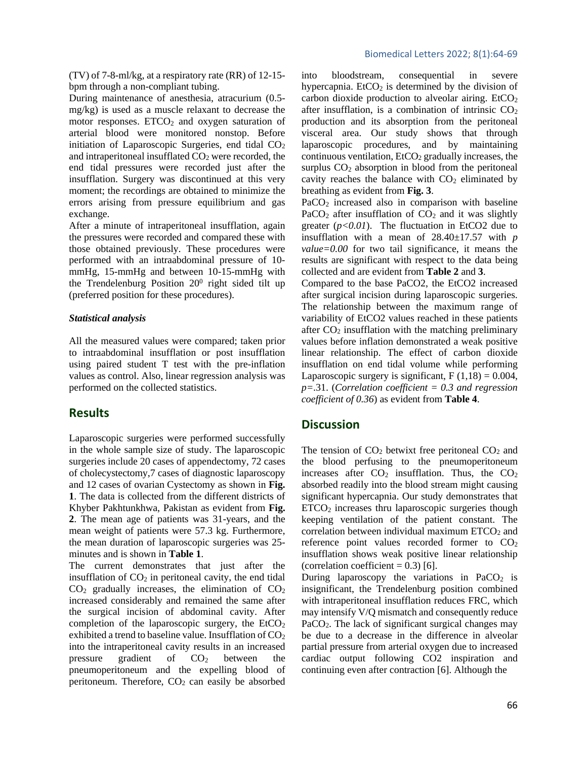(TV) of 7-8-ml/kg, at a respiratory rate (RR) of 12-15-bpm through a non-compliant tubing.

During maintenance of anesthesia, atracurium (0.5-mg/kg) is used as a muscle relaxant to decrease the motor responses. $ETCO_2$ and oxygen saturation of arterial blood were monitored nonstop. Before initiation of Laparoscopic Surgeries, end tidal $CO_2$ and intraperitoneal insufflated $CO_2$ were recorded, the end tidal pressures were recorded just after the insufflation. Surgery was discontinued at this very moment; the recordings are obtained to minimize the errors arising from pressure equilibrium and gas exchange.

After a minute of intraperitoneal insufflation, again the pressures were recorded and compared these with those obtained previously. These procedures were performed with an intraabdominal pressure of 10-mmHg, 15-mmHg and between 10-15-mmHg with the Trendelenburg Position $20^0$ right sided tilt up (preferred position for these procedures).

***Statistical analysis***

All the measured values were compared; taken prior to intraabdominal insufflation or post insufflation using paired student T test with the pre-inflation values as control. Also, linear regression analysis was performed on the collected statistics.

## Results

Laparoscopic surgeries were performed successfully in the whole sample size of study. The laparoscopic surgeries include 20 cases of appendectomy, 72 cases of cholecystectomy,7 cases of diagnostic laparoscopy and 12 cases of ovarian Cystectomy as shown in **Fig. 1**. The data is collected from the different districts of Khyber Pakhtunkhwa, Pakistan as evident from **Fig. 2**. The mean age of patients was 31-years, and the mean weight of patients were 57.3 kg. Furthermore, the mean duration of laparoscopic surgeries was 25-minutes and is shown in **Table 1**.

The current demonstrates that just after the insufflation of $CO_2$ in peritoneal cavity, the end tidal $CO_2$ gradually increases, the elimination of $CO_2$ increased considerably and remained the same after the surgical incision of abdominal cavity. After completion of the laparoscopic surgery, the $EtCO_2$ exhibited a trend to baseline value. Insufflation of $CO_2$ into the intraperitoneal cavity results in an increased pressure gradient of $CO_2$ between the pneumoperitoneum and the expelling blood of peritoneum. Therefore, $CO_2$ can easily be absorbed into bloodstream, consequential in severe hypercapnia. $EtCO_2$ is determined by the division of carbon dioxide production to alveolar airing. $EtCO_2$ after insufflation, is a combination of intrinsic $CO_2$ production and its absorption from the peritoneal visceral area. Our study shows that through laparoscopic procedures, and by maintaining continuous ventilation, $EtCO_2$ gradually increases, the surplus $CO_2$ absorption in blood from the peritoneal cavity reaches the balance with $CO_2$ eliminated by breathing as evident from **Fig. 3**.

$PaCO_2$ increased also in comparison with baseline $PaCO_2$ after insufflation of $CO_2$ and it was slightly greater (*$p<0.01$*). The fluctuation in EtCO2 due to insufflation with a mean of 28.40±17.57 with *p value=0.00* for two tail significance, it means the results are significant with respect to the data being collected and are evident from **Table 2** and **3**.

Compared to the base PaCO2, the EtCO2 increased after surgical incision during laparoscopic surgeries. The relationship between the maximum range of variability of EtCO2 values reached in these patients after $CO_2$ insufflation with the matching preliminary values before inflation demonstrated a weak positive linear relationship. The effect of carbon dioxide insufflation on end tidal volume while performing Laparoscopic surgery is significant, $F\ (1,18) = 0.004$, *$p=.31$*. (*Correlation coefficient = 0.3 and regression coefficient of 0.36*) as evident from **Table 4**.

## Discussion

The tension of $CO_2$ betwixt free peritoneal $CO_2$ and the blood perfusing to the pneumoperitoneum increases after $CO_2$ insufflation. Thus, the $CO_2$ absorbed readily into the blood stream might causing significant hypercapnia. Our study demonstrates that $ETCO_2$ increases thru laparoscopic surgeries though keeping ventilation of the patient constant. The correlation between individual maximum $ETCO_2$ and reference point values recorded former to $CO_2$ insufflation shows weak positive linear relationship (correlation coefficient = 0.3) [6].

During laparoscopy the variations in $PaCO_2$ is insignificant, the Trendelenburg position combined with intraperitoneal insufflation reduces FRC, which may intensify V/Q mismatch and consequently reduce $PaCO_2$. The lack of significant surgical changes may be due to a decrease in the difference in alveolar partial pressure from arterial oxygen due to increased cardiac output following CO2 inspiration and continuing even after contraction [6]. Although the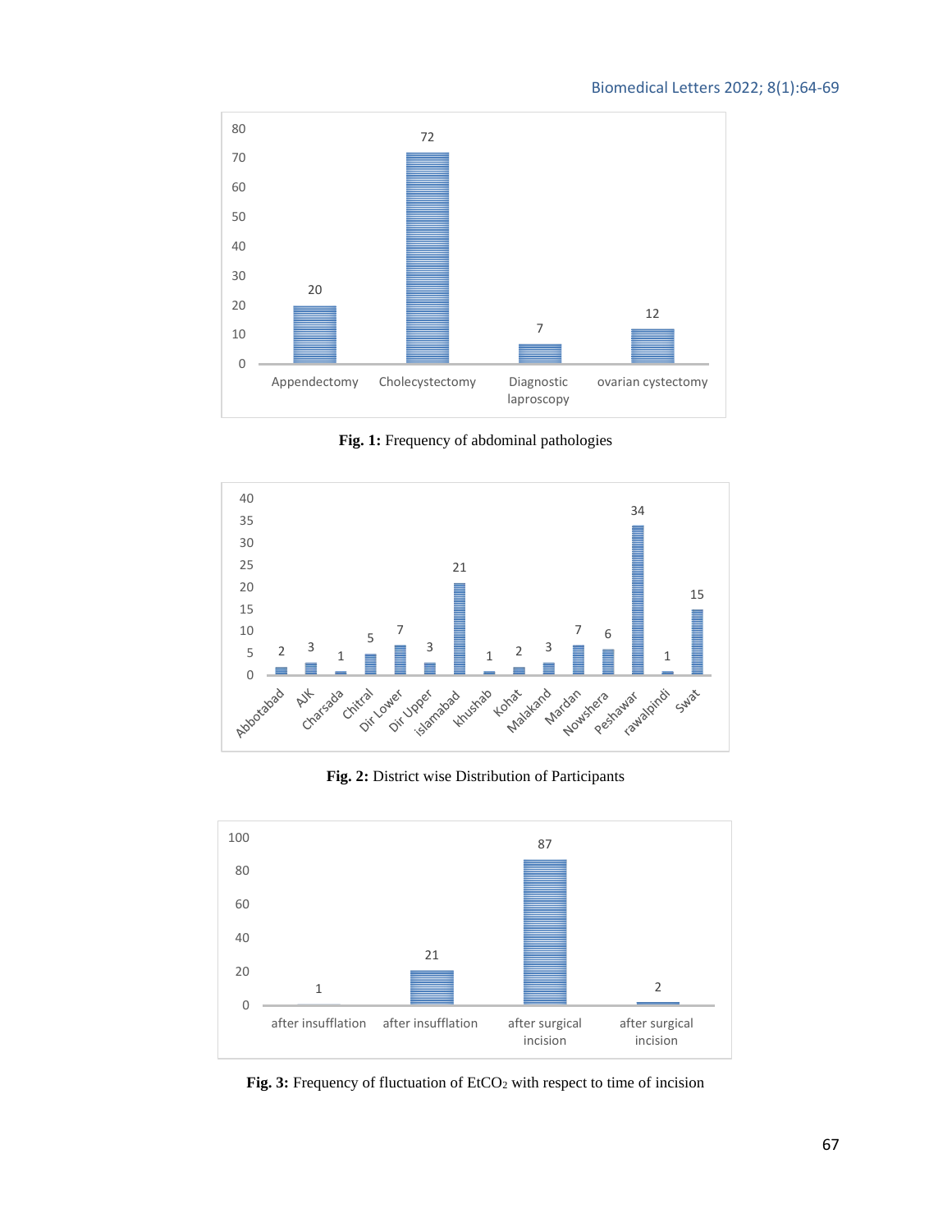Fig. 1: Frequency of abdominal pathologies

Fig. 2: District wise Distribution of Participants

Fig. 3: Frequency of fluctuation of $EtCO_2$ with respect to time of incision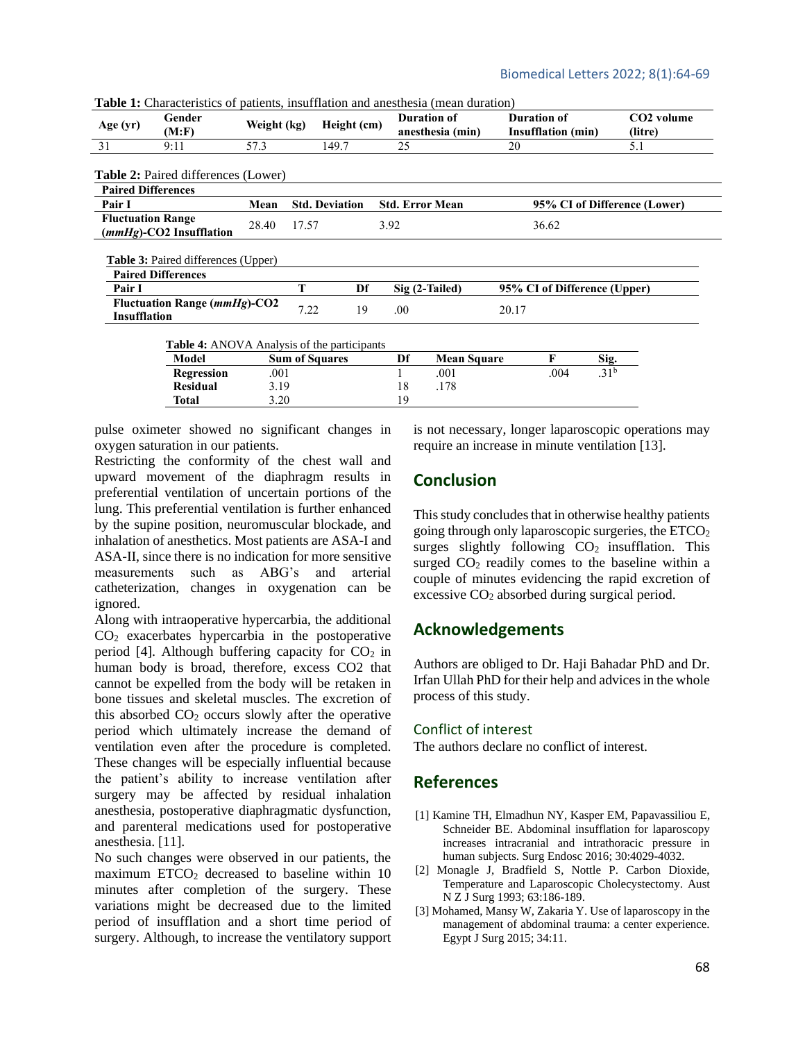**Table 1:** Characteristics of patients, insufflation and anesthesia (mean duration)

| Age (yr) | Gender (M:F) | Weight (kg) | Height (cm) | Duration of anesthesia (min) | Duration of Insufflation (min) | CO2 volume (litre) |
|---|---|---|---|---|---|---|
| 31 | 9:11 | 57.3 | 149.7 | 25 | 20 | 5.1 |

**Table 2:** Paired differences (Lower)

| Paired Differences | | | | |
|---|---|---|---|---|
| **Pair I** | **Mean** | **Std. Deviation** | **Std. Error Mean** | **95% CI of Difference (Lower)** |
| **Fluctuation Range (*mmHg*)-CO2 Insufflation** | 28.40 | 17.57 | 3.92 | 36.62 |

**Table 3:** Paired differences (Upper)

| Paired Differences | | | | |
|---|---|---|---|---|
| **Pair I** | **T** | **Df** | **Sig (2-Tailed)** | **95% CI of Difference (Upper)** |
| **Fluctuation Range (*mmHg*)-CO2 Insufflation** | 7.22 | 19 | .00 | 20.17 |

**Table 4:** ANOVA Analysis of the participants

| Model | Sum of Squares | Df | Mean Square | F | Sig. |
|---|---|---|---|---|---|
| **Regression** | .001 | 1 | .001 | .004 | .31[b] |
| **Residual** | 3.19 | 18 | .178 | | |
| **Total** | 3.20 | 19 | | | |

pulse oximeter showed no significant changes in oxygen saturation in our patients.

Restricting the conformity of the chest wall and upward movement of the diaphragm results in preferential ventilation of uncertain portions of the lung. This preferential ventilation is further enhanced by the supine position, neuromuscular blockade, and inhalation of anesthetics. Most patients are ASA-I and ASA-II, since there is no indication for more sensitive measurements such as ABG's and arterial catheterization, changes in oxygenation can be ignored.

Along with intraoperative hypercarbia, the additional $CO_2$ exacerbates hypercarbia in the postoperative period [4]. Although buffering capacity for $CO_2$ in human body is broad, therefore, excess CO2 that cannot be expelled from the body will be retaken in bone tissues and skeletal muscles. The excretion of this absorbed $CO_2$ occurs slowly after the operative period which ultimately increase the demand of ventilation even after the procedure is completed. These changes will be especially influential because the patient's ability to increase ventilation after surgery may be affected by residual inhalation anesthesia, postoperative diaphragmatic dysfunction, and parenteral medications used for postoperative anesthesia. [11].

No such changes were observed in our patients, the maximum $ETCO_2$ decreased to baseline within 10 minutes after completion of the surgery. These variations might be decreased due to the limited period of insufflation and a short time period of surgery. Although, to increase the ventilatory support is not necessary, longer laparoscopic operations may require an increase in minute ventilation [13].

## Conclusion

This study concludes that in otherwise healthy patients going through only laparoscopic surgeries, the $ETCO_2$ surges slightly following $CO_2$ insufflation. This surged $CO_2$ readily comes to the baseline within a couple of minutes evidencing the rapid excretion of excessive $CO_2$ absorbed during surgical period.

## Acknowledgements

Authors are obliged to Dr. Haji Bahadar PhD and Dr. Irfan Ullah PhD for their help and advices in the whole process of this study.

### Conflict of interest

The authors declare no conflict of interest.

## References

[1] Kamine TH, Elmadhun NY, Kasper EM, Papavassiliou E, Schneider BE. Abdominal insufflation for laparoscopy increases intracranial and intrathoracic pressure in human subjects. Surg Endosc 2016; 30:4029-4032.

[2] Monagle J, Bradfield S, Nottle P. Carbon Dioxide, Temperature and Laparoscopic Cholecystectomy. Aust N Z J Surg 1993; 63:186-189.

[3] Mohamed, Mansy W, Zakaria Y. Use of laparoscopy in the management of abdominal trauma: a center experience. Egypt J Surg 2015; 34:11.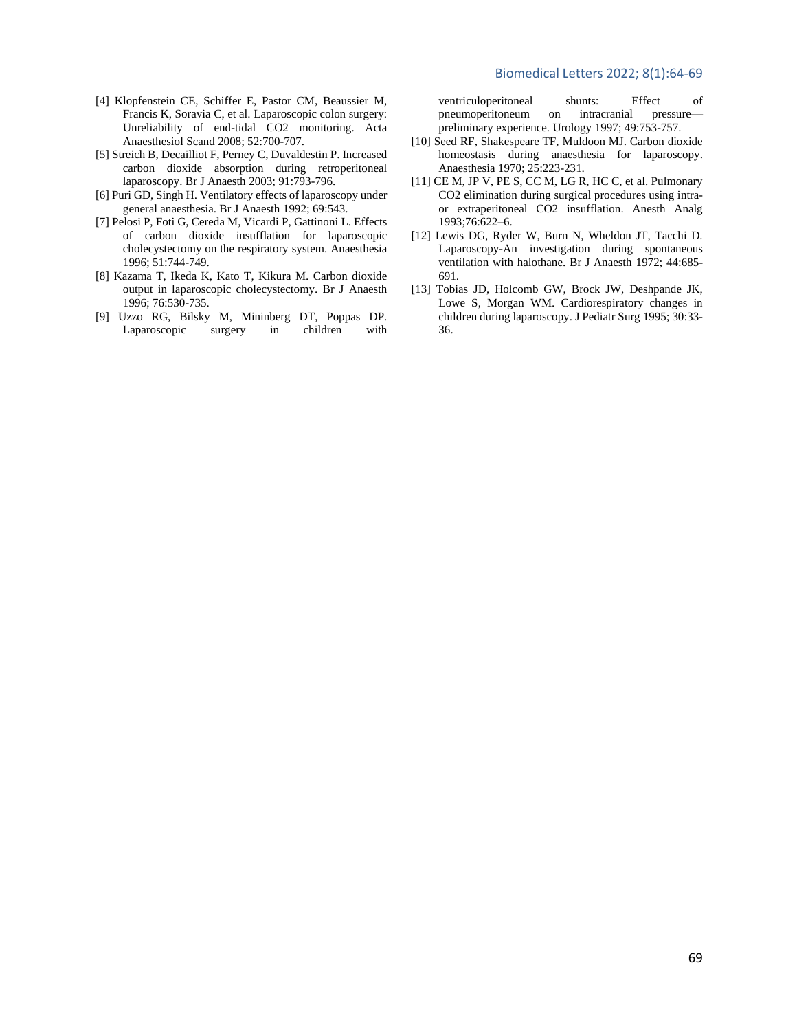[4] Klopfenstein CE, Schiffer E, Pastor CM, Beaussier M, Francis K, Soravia C, et al. Laparoscopic colon surgery: Unreliability of end-tidal CO2 monitoring. Acta Anaesthesiol Scand 2008; 52:700-707.

[5] Streich B, Decailliot F, Perney C, Duvaldestin P. Increased carbon dioxide absorption during retroperitoneal laparoscopy. Br J Anaesth 2003; 91:793-796.

[6] Puri GD, Singh H. Ventilatory effects of laparoscopy under general anaesthesia. Br J Anaesth 1992; 69:543.

[7] Pelosi P, Foti G, Cereda M, Vicardi P, Gattinoni L. Effects of carbon dioxide insufflation for laparoscopic cholecystectomy on the respiratory system. Anaesthesia 1996; 51:744-749.

[8] Kazama T, Ikeda K, Kato T, Kikura M. Carbon dioxide output in laparoscopic cholecystectomy. Br J Anaesth 1996; 76:530-735.

[9] Uzzo RG, Bilsky M, Mininberg DT, Poppas DP. Laparoscopic surgery in children with ventriculoperitoneal shunts: Effect of pneumoperitoneum on intracranial pressure—preliminary experience. Urology 1997; 49:753-757.

[10] Seed RF, Shakespeare TF, Muldoon MJ. Carbon dioxide homeostasis during anaesthesia for laparoscopy. Anaesthesia 1970; 25:223-231.

[11] CE M, JP V, PE S, CC M, LG R, HC C, et al. Pulmonary CO2 elimination during surgical procedures using intra- or extraperitoneal CO2 insufflation. Anesth Analg 1993;76:622–6.

[12] Lewis DG, Ryder W, Burn N, Wheldon JT, Tacchi D. Laparoscopy-An investigation during spontaneous ventilation with halothane. Br J Anaesth 1972; 44:685-691.

[13] Tobias JD, Holcomb GW, Brock JW, Deshpande JK, Lowe S, Morgan WM. Cardiorespiratory changes in children during laparoscopy. J Pediatr Surg 1995; 30:33-36.